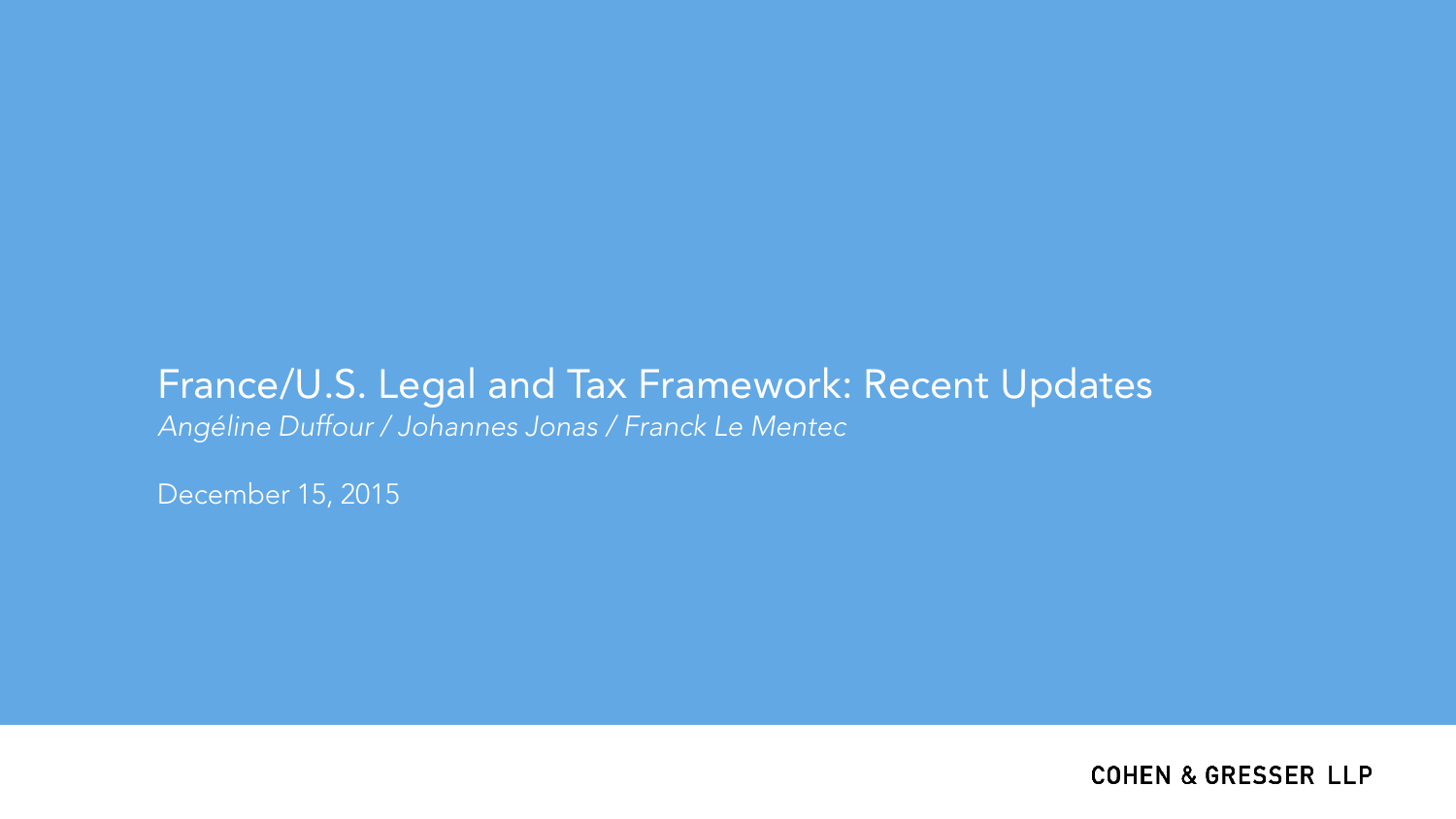# France/U.S. Legal and Tax Framework: Recent Updates

*Angéline Duffour / Johannes Jonas / Franck Le Mentec*

December 15, 2015

COHEN & GRESSER LLP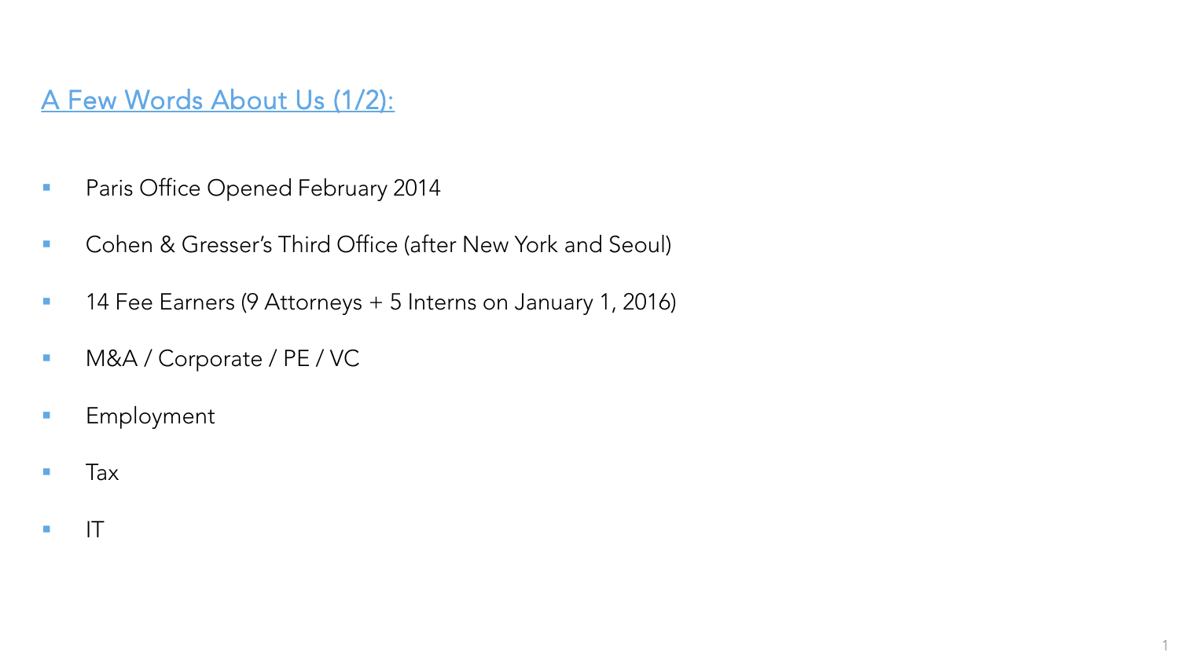## A Few Words About Us (1/2):

- Paris Office Opened February 2014
- Cohen & Gresser's Third Office (after New York and Seoul)
- 14 Fee Earners (9 Attorneys + 5 Interns on January 1, 2016)
- M&A / Corporate / PE / VC
- Employment
- Tax
- IT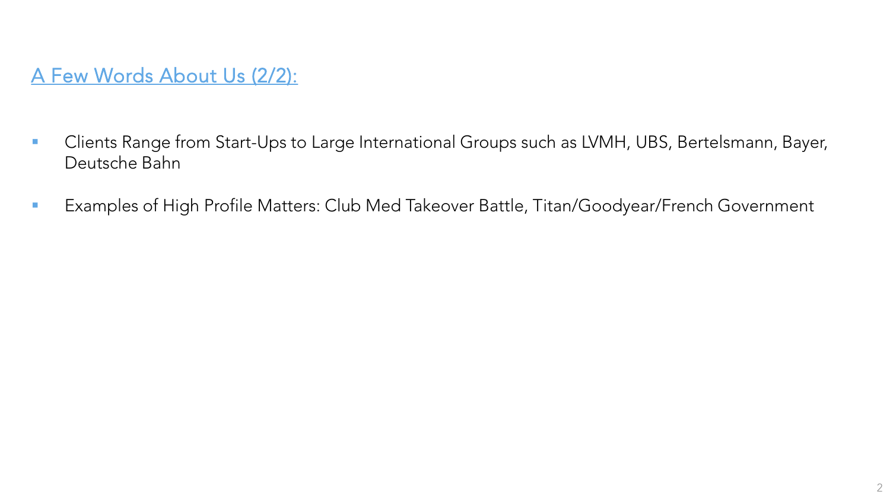## A Few Words About Us (2/2):

- Clients Range from Start-Ups to Large International Groups such as LVMH, UBS, Bertelsmann, Bayer, Deutsche Bahn
- Examples of High Profile Matters: Club Med Takeover Battle, Titan/Goodyear/French Government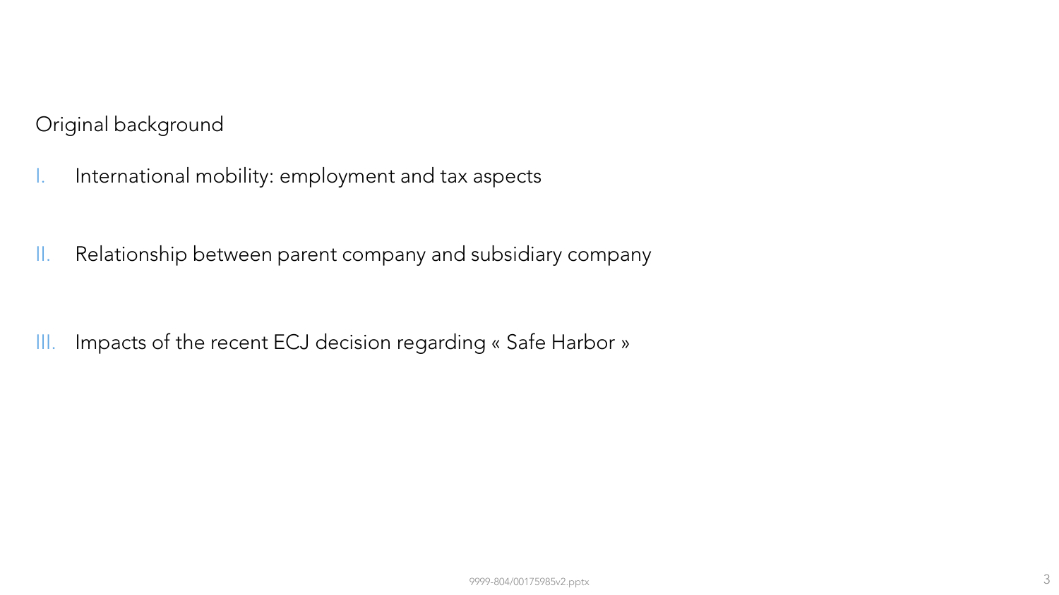Original background

I. International mobility: employment and tax aspects

II. Relationship between parent company and subsidiary company

III. Impacts of the recent ECJ decision regarding « Safe Harbor »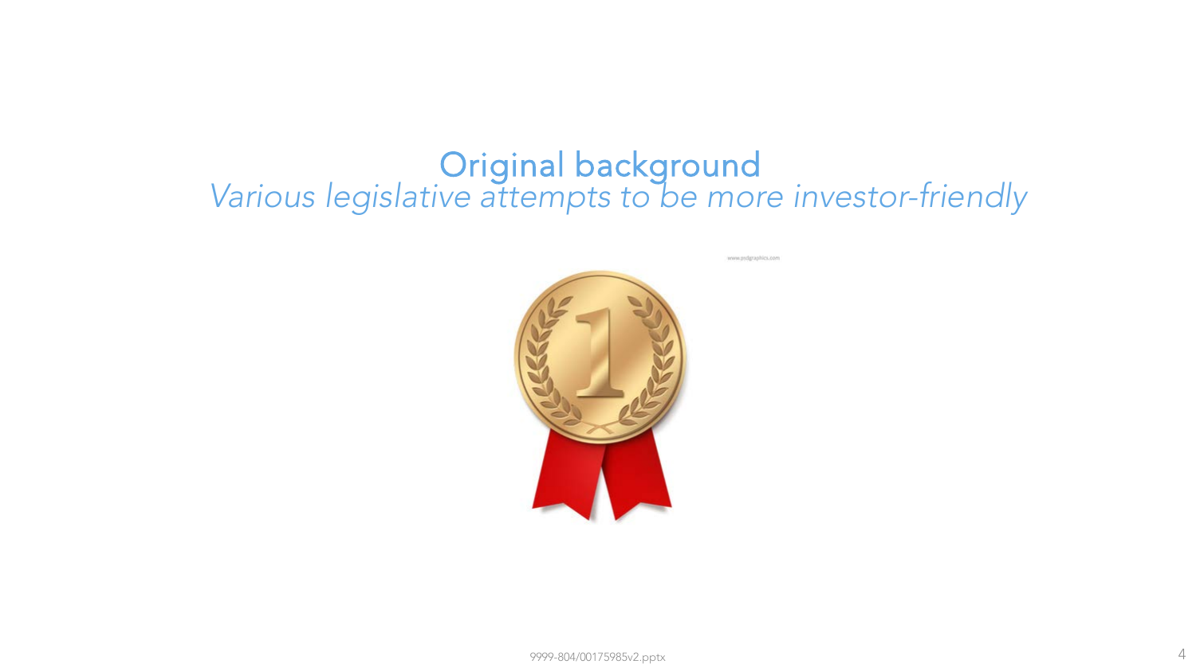# Original background

*Various legislative attempts to be more investor-friendly*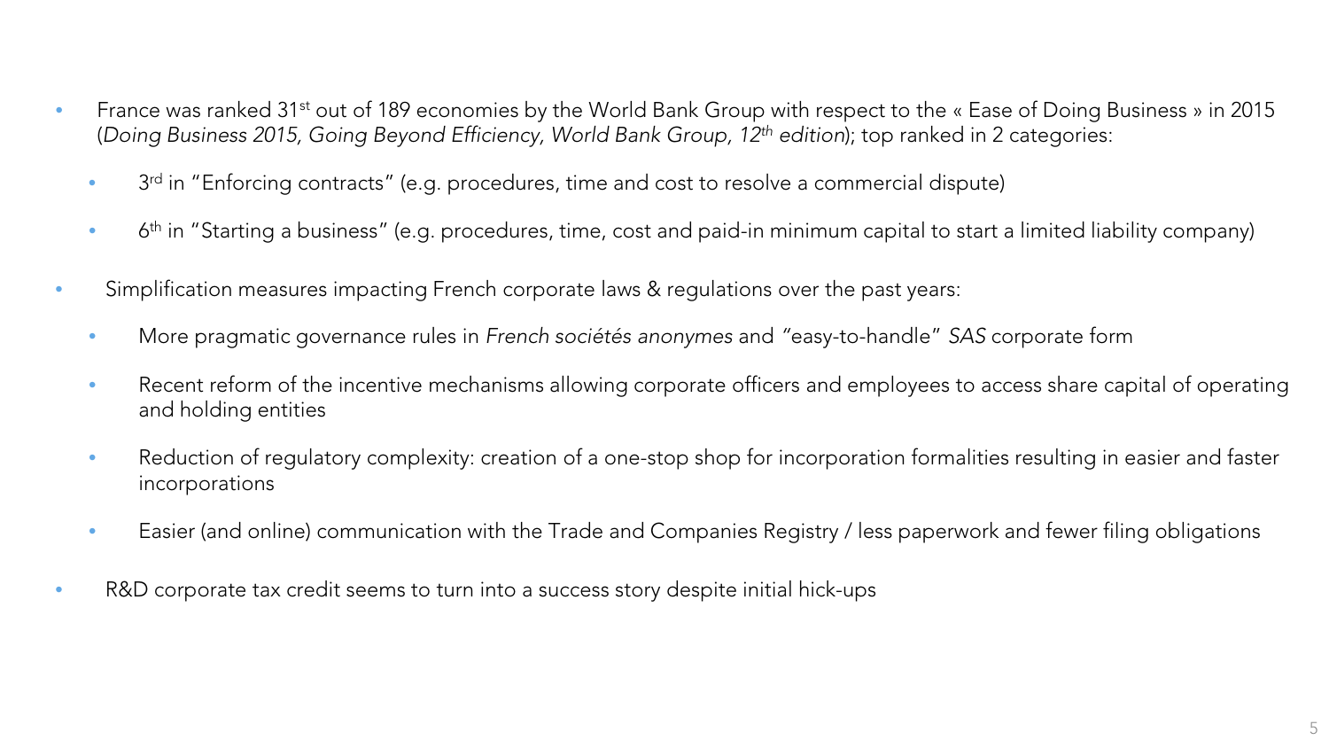- France was ranked 31st out of 189 economies by the World Bank Group with respect to the « Ease of Doing Business » in 2015 (*Doing Business 2015, Going Beyond Efficiency, World Bank Group, 12th edition*); top ranked in 2 categories:
    - 3rd in "Enforcing contracts" (e.g. procedures, time and cost to resolve a commercial dispute)
    - 6th in "Starting a business" (e.g. procedures, time, cost and paid-in minimum capital to start a limited liability company)
- Simplification measures impacting French corporate laws & regulations over the past years:
    - More pragmatic governance rules in *French sociétés anonymes* and "easy-to-handle" *SAS* corporate form
    - Recent reform of the incentive mechanisms allowing corporate officers and employees to access share capital of operating and holding entities
    - Reduction of regulatory complexity: creation of a one-stop shop for incorporation formalities resulting in easier and faster incorporations
    - Easier (and online) communication with the Trade and Companies Registry / less paperwork and fewer filing obligations
- R&D corporate tax credit seems to turn into a success story despite initial hick-ups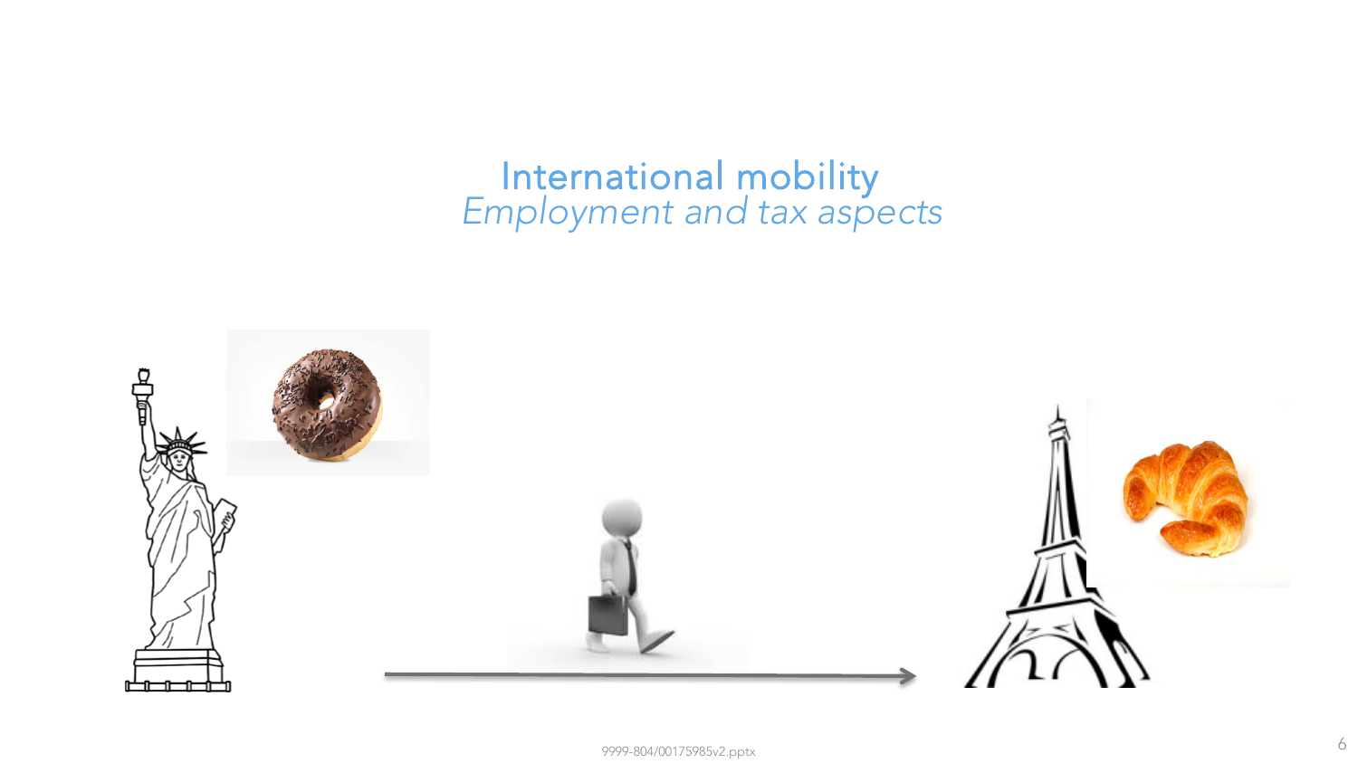# International mobility

*Employment and tax aspects*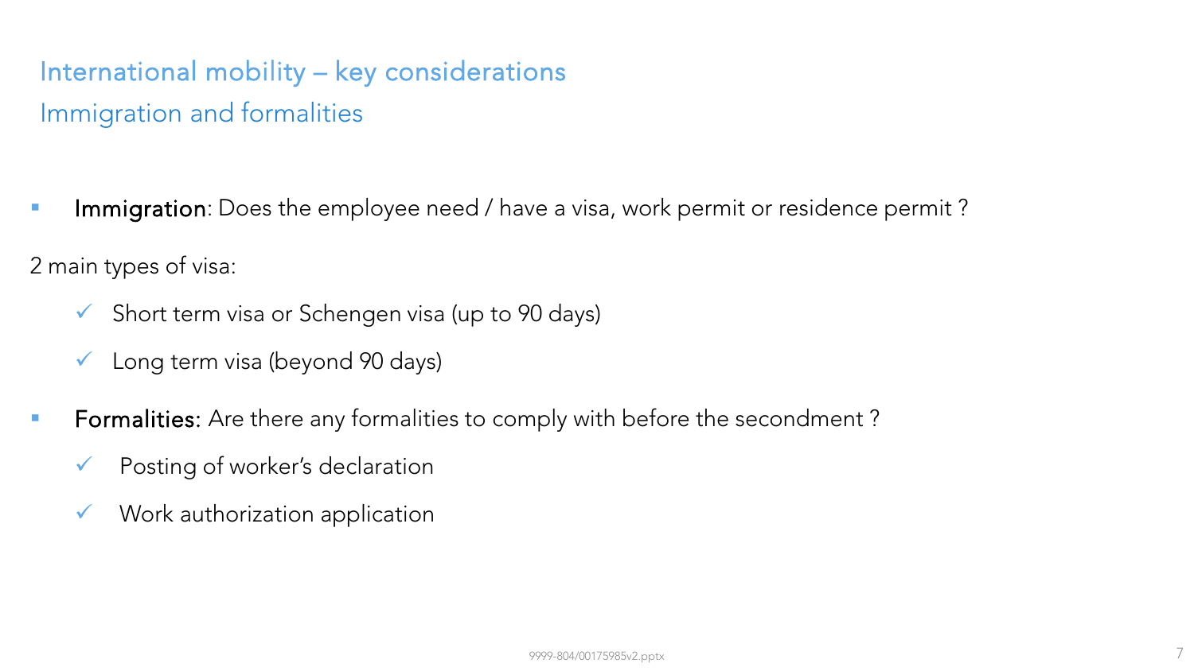# International mobility – key considerations

## Immigration and formalities

- **Immigration**: Does the employee need / have a visa, work permit or residence permit ?

2 main types of visa:

- ✓ Short term visa or Schengen visa (up to 90 days)
- ✓ Long term visa (beyond 90 days)

- **Formalities**: Are there any formalities to comply with before the secondment ?
  - ✓ Posting of worker's declaration
  - ✓ Work authorization application

9999-804/00175985v2.pptx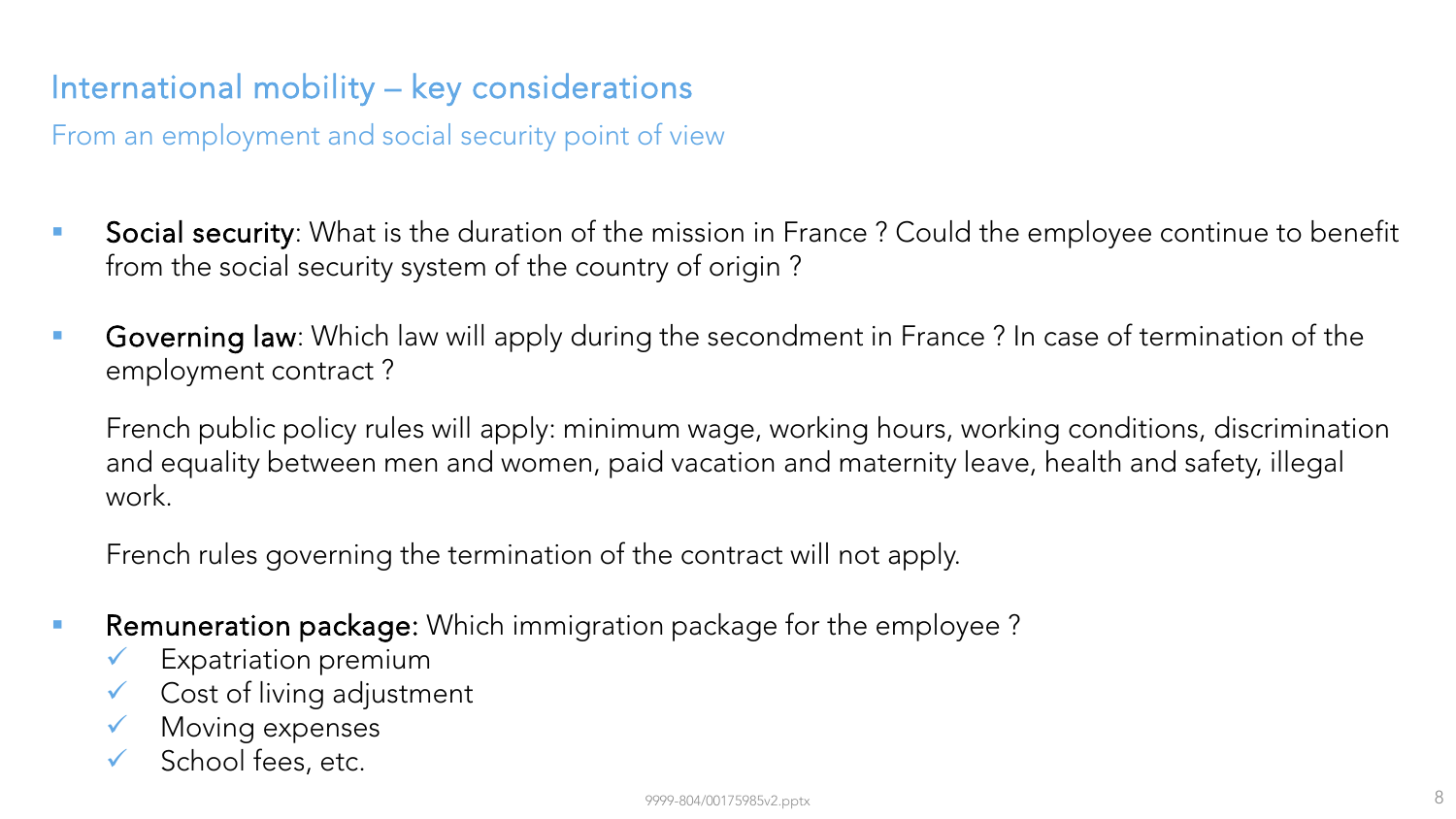## International mobility – key considerations

### From an employment and social security point of view

- **Social security**: What is the duration of the mission in France ? Could the employee continue to benefit from the social security system of the country of origin ?

- **Governing law**: Which law will apply during the secondment in France ? In case of termination of the employment contract ?

  French public policy rules will apply: minimum wage, working hours, working conditions, discrimination and equality between men and women, paid vacation and maternity leave, health and safety, illegal work.

  French rules governing the termination of the contract will not apply.

- **Remuneration package**: Which immigration package for the employee ?
  - ✓ Expatriation premium
  - ✓ Cost of living adjustment
  - ✓ Moving expenses
  - ✓ School fees, etc.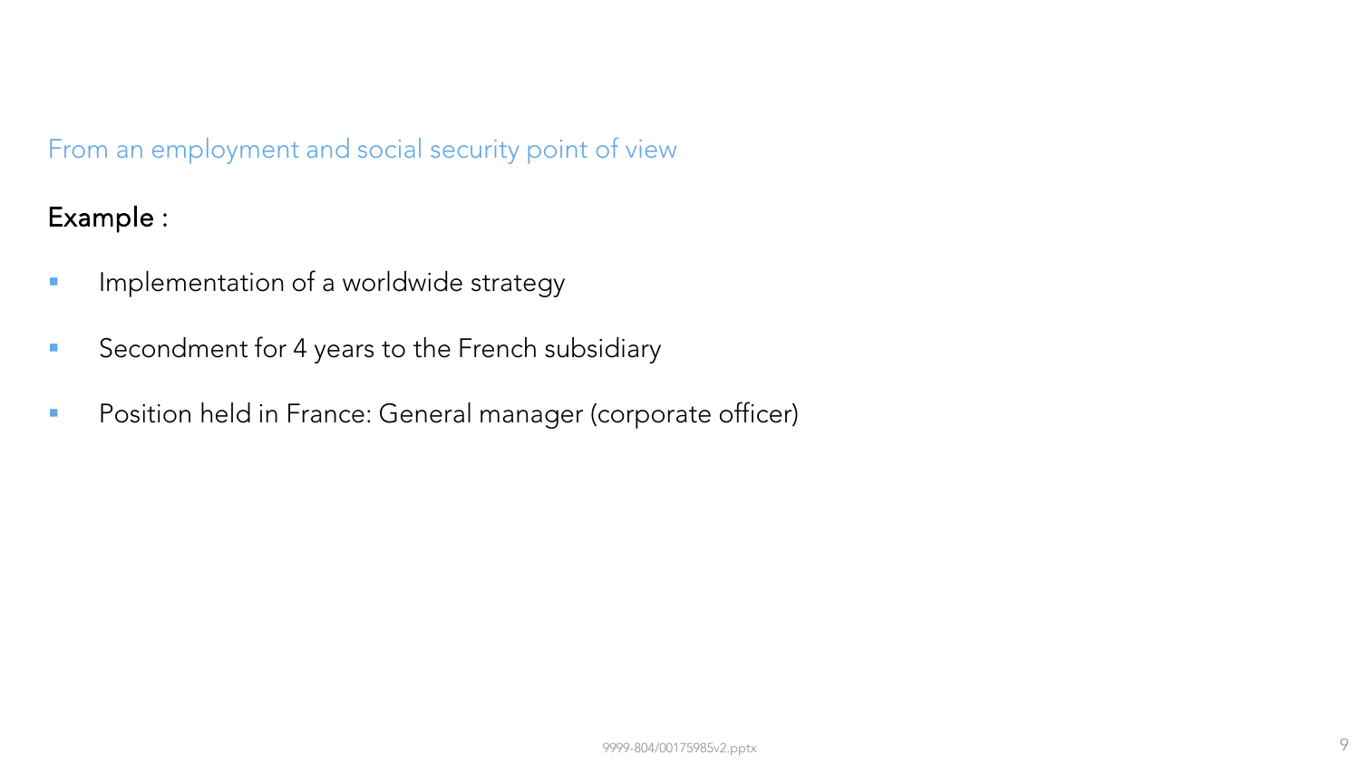## From an employment and social security point of view

**Example :**

- Implementation of a worldwide strategy
- Secondment for 4 years to the French subsidiary
- Position held in France: General manager (corporate officer)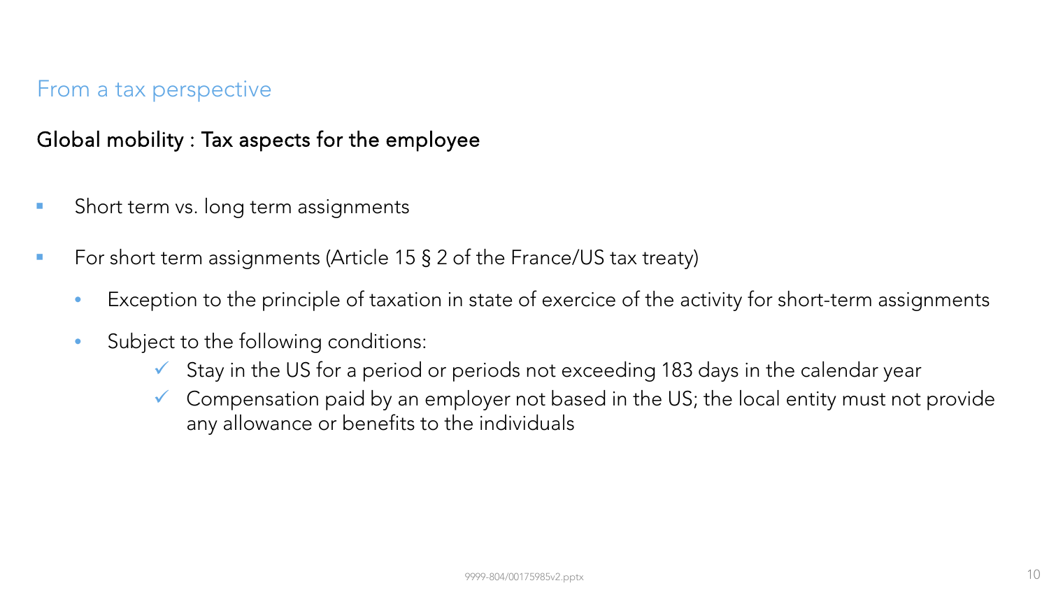## From a tax perspective

### Global mobility : Tax aspects for the employee

- Short term vs. long term assignments
- For short term assignments (Article 15 § 2 of the France/US tax treaty)
  - Exception to the principle of taxation in state of exercice of the activity for short-term assignments
  - Subject to the following conditions:
    - ✓ Stay in the US for a period or periods not exceeding 183 days in the calendar year
    - ✓ Compensation paid by an employer not based in the US; the local entity must not provide any allowance or benefits to the individuals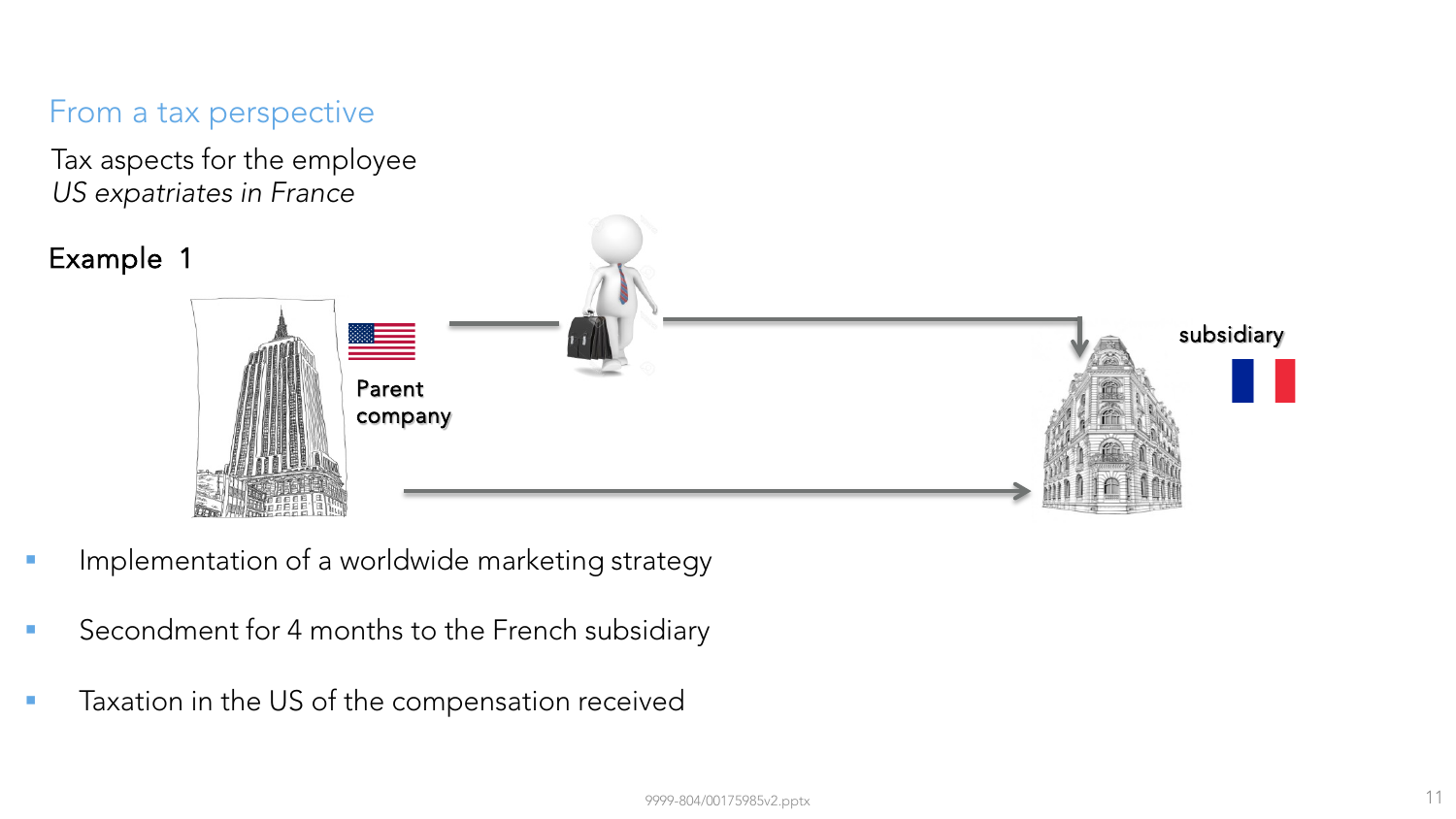## From a tax perspective

Tax aspects for the employee
*US expatriates in France*

### Example 1

Parent company

subsidiary

- Implementation of a worldwide marketing strategy
- Secondment for 4 months to the French subsidiary
- Taxation in the US of the compensation received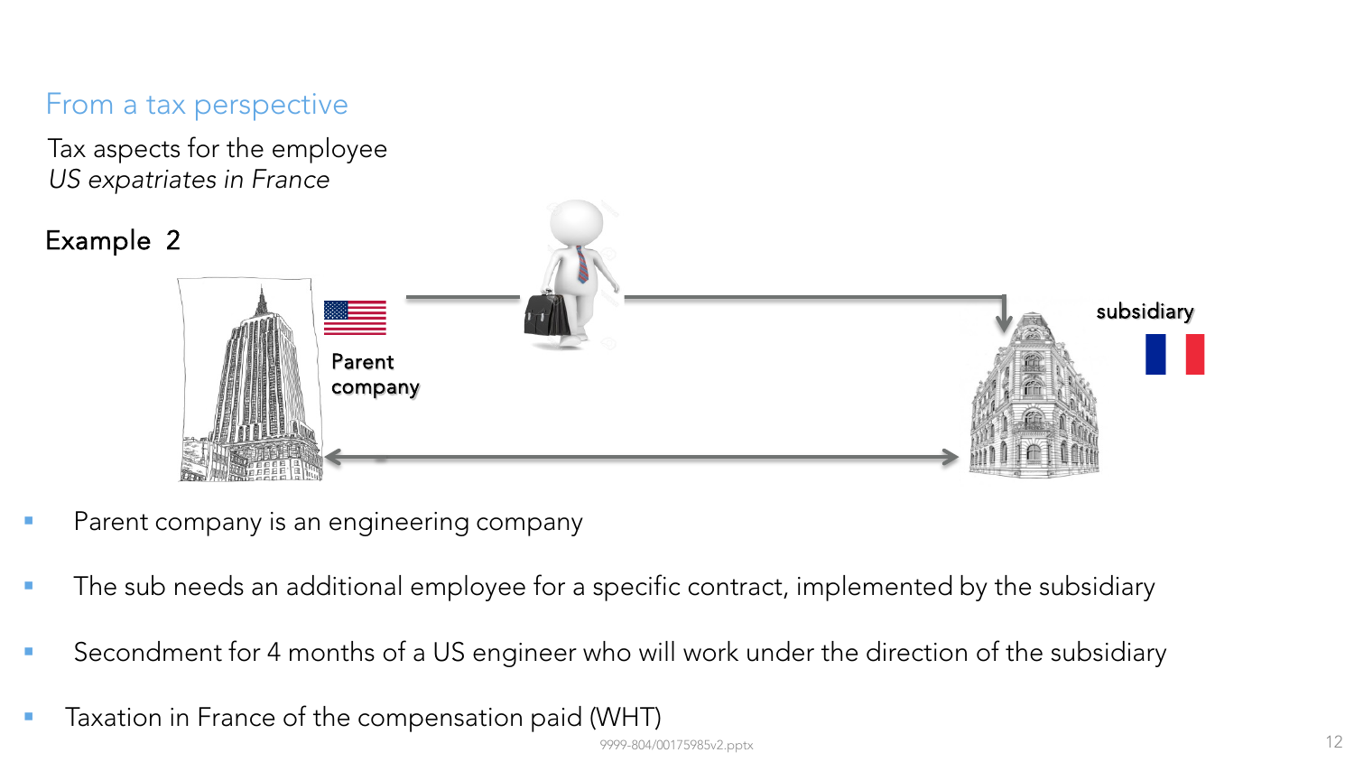## From a tax perspective

Tax aspects for the employee

*US expatriates in France*

### Example 2

Parent company

subsidiary

- Parent company is an engineering company
- The sub needs an additional employee for a specific contract, implemented by the subsidiary
- Secondment for 4 months of a US engineer who will work under the direction of the subsidiary
- Taxation in France of the compensation paid (WHT)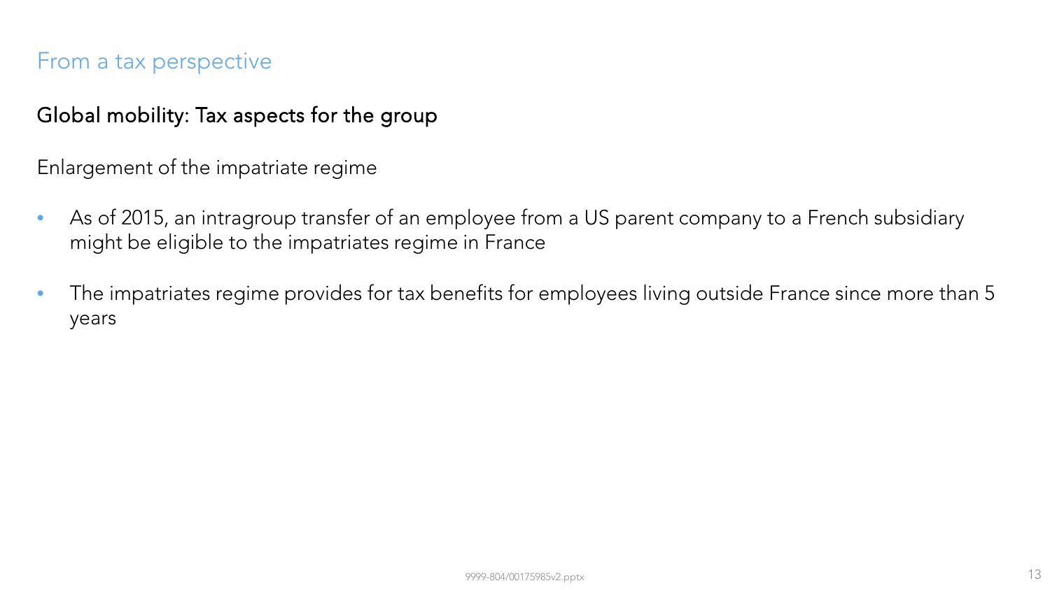## From a tax perspective

### Global mobility: Tax aspects for the group

Enlargement of the impatriate regime

- As of 2015, an intragroup transfer of an employee from a US parent company to a French subsidiary might be eligible to the impatriates regime in France
- The impatriates regime provides for tax benefits for employees living outside France since more than 5 years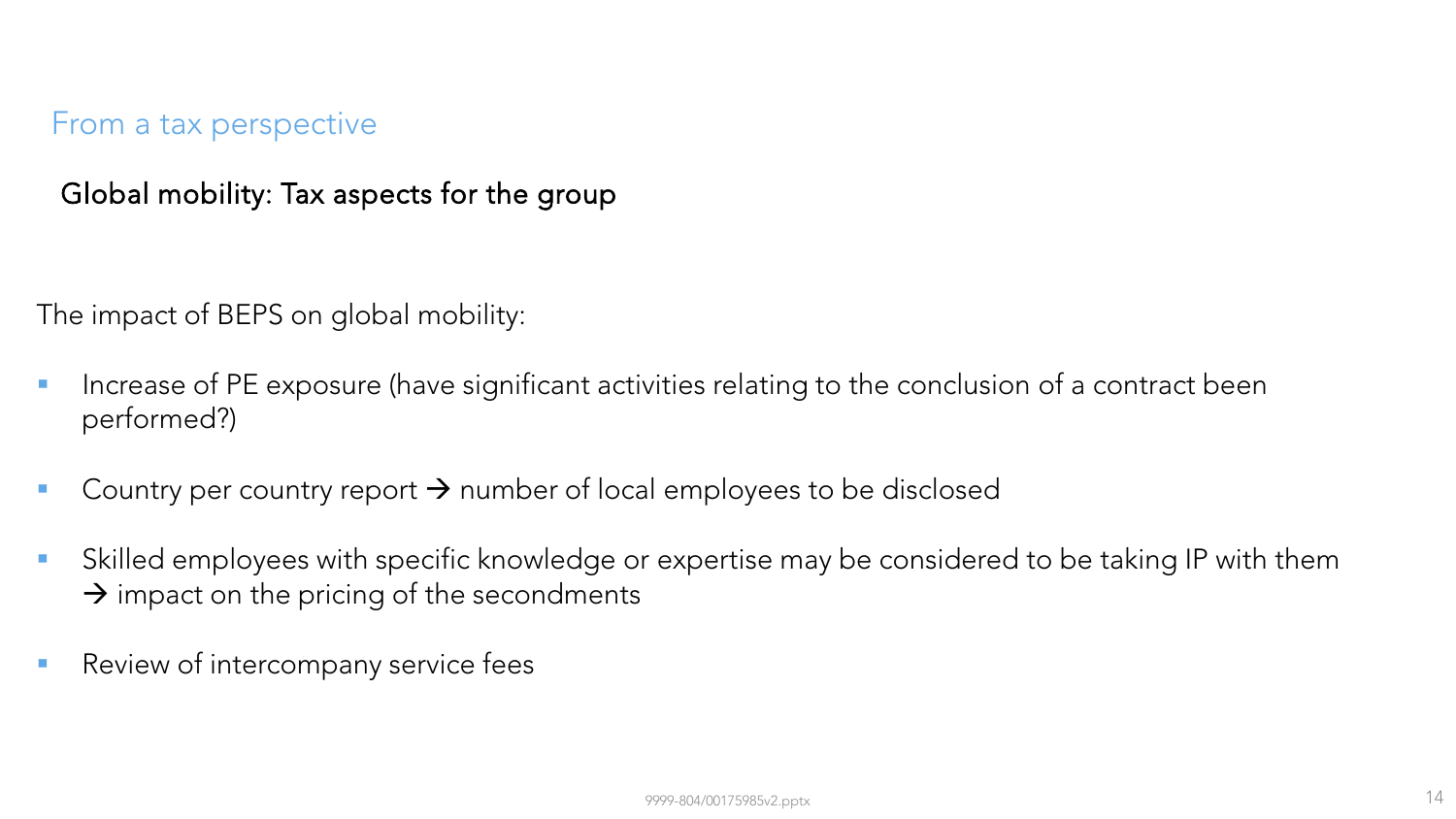## From a tax perspective

### Global mobility: Tax aspects for the group

The impact of BEPS on global mobility:

- Increase of PE exposure (have significant activities relating to the conclusion of a contract been performed?)
- Country per country report → number of local employees to be disclosed
- Skilled employees with specific knowledge or expertise may be considered to be taking IP with them → impact on the pricing of the secondments
- Review of intercompany service fees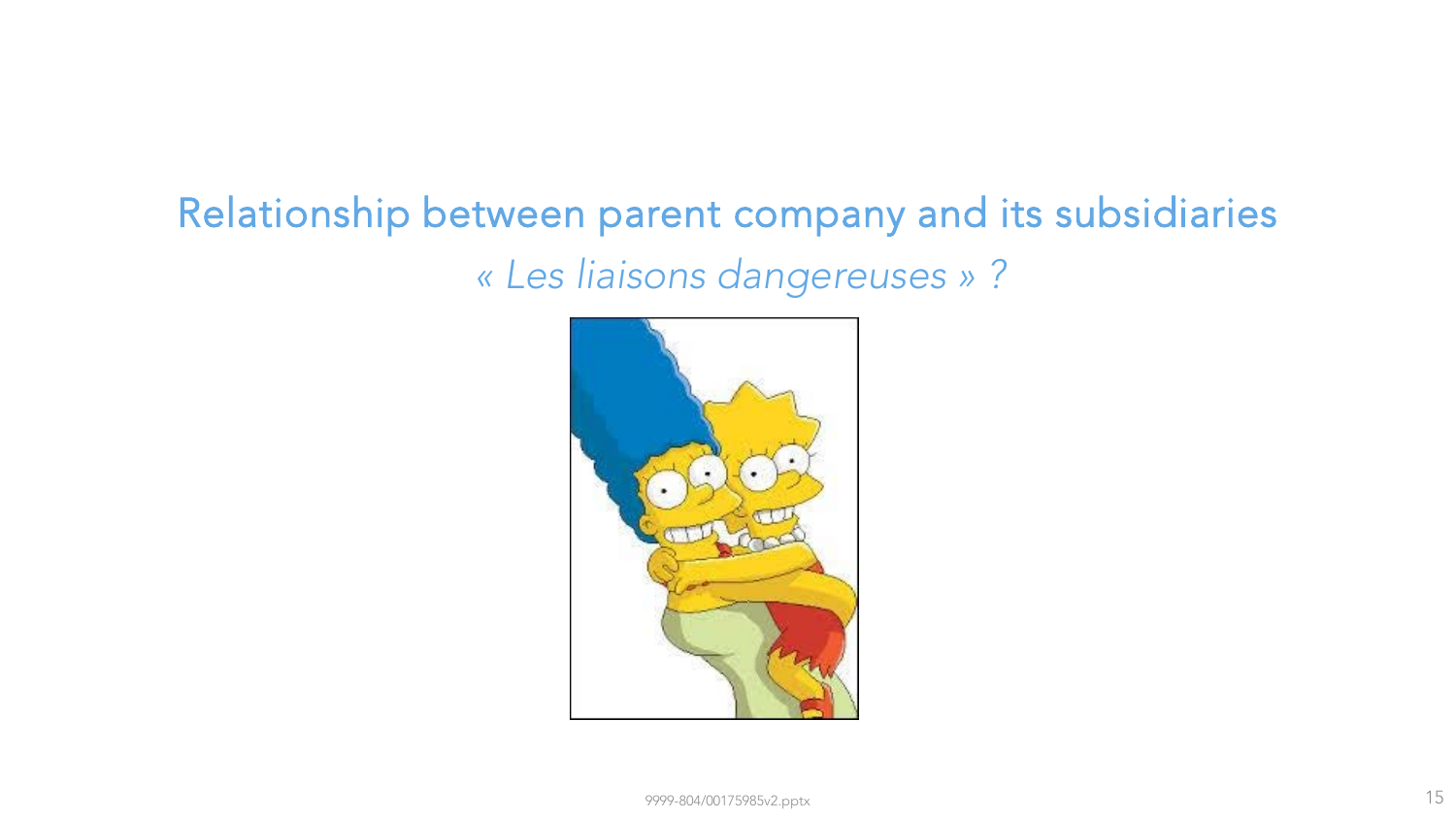## Relationship between parent company and its subsidiaries

*« Les liaisons dangereuses » ?*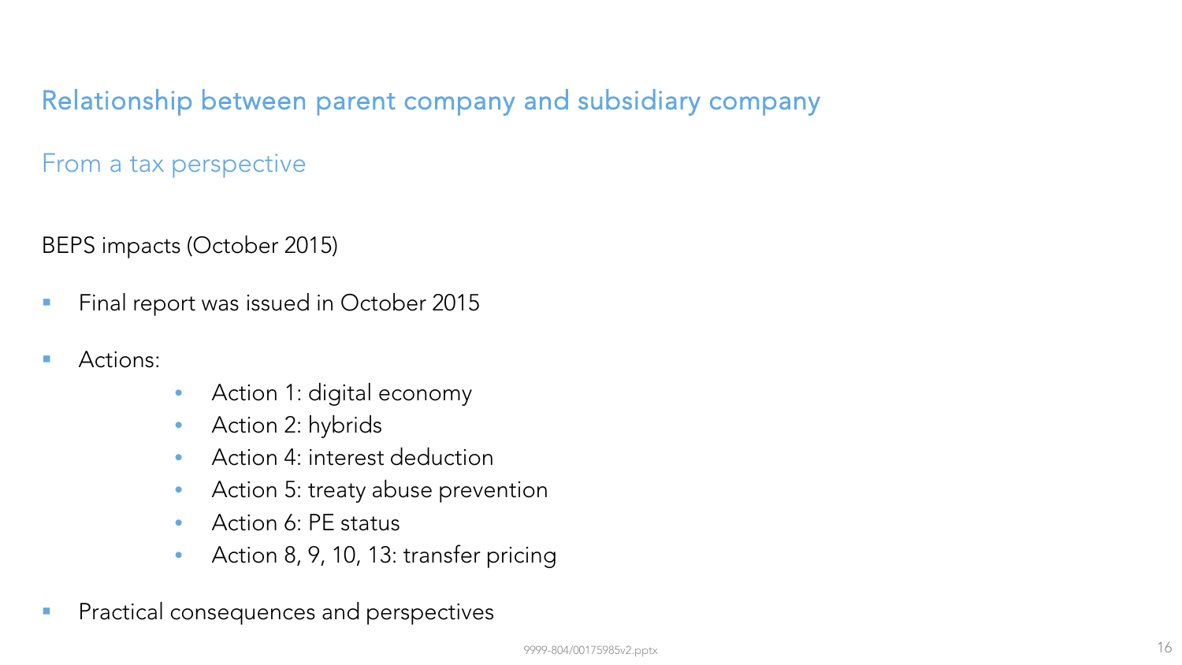# Relationship between parent company and subsidiary company

## From a tax perspective

BEPS impacts (October 2015)

- Final report was issued in October 2015
- Actions:
  - Action 1: digital economy
  - Action 2: hybrids
  - Action 4: interest deduction
  - Action 5: treaty abuse prevention
  - Action 6: PE status
  - Action 8, 9, 10, 13: transfer pricing
- Practical consequences and perspectives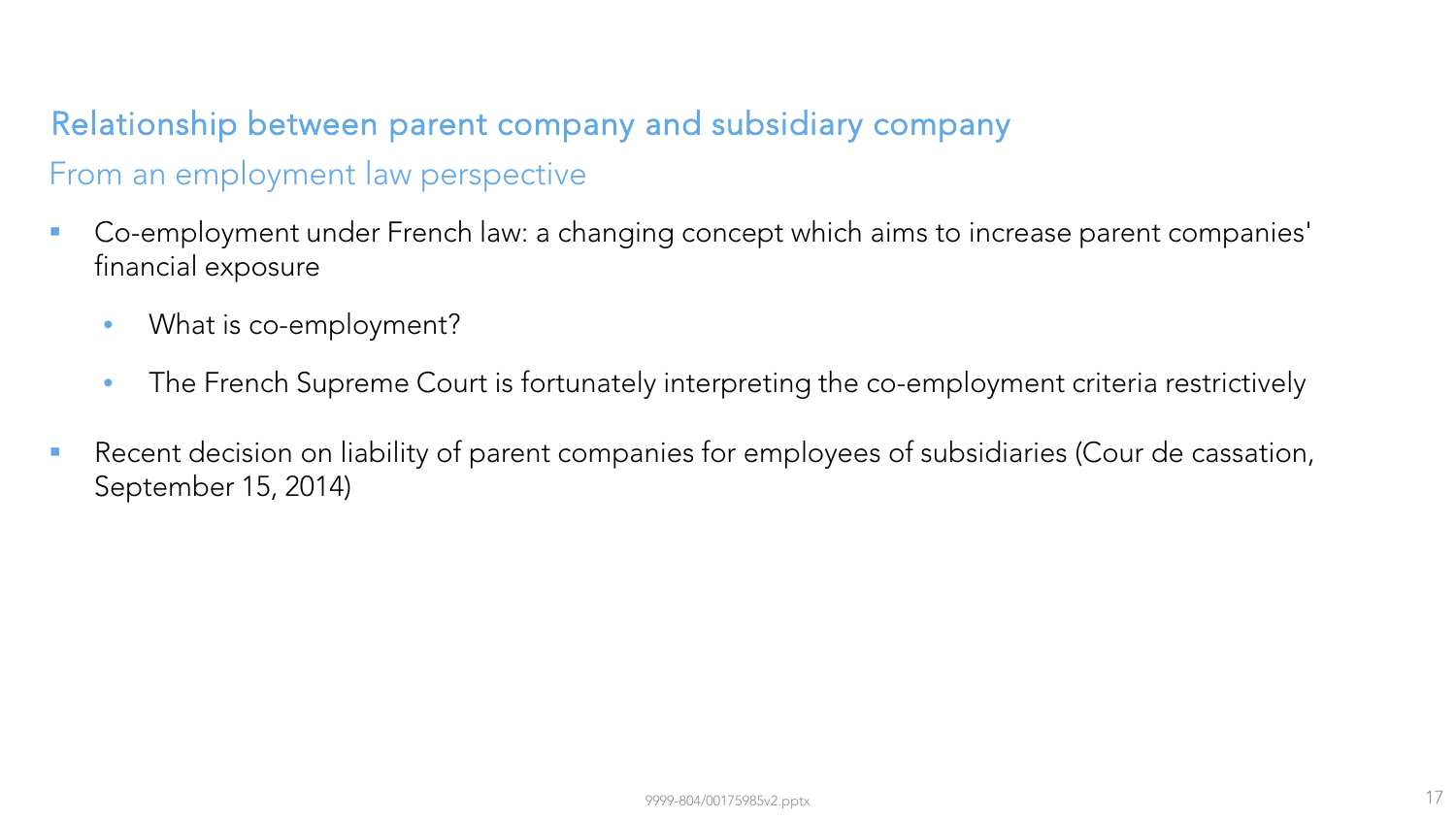## Relationship between parent company and subsidiary company

### From an employment law perspective

- Co-employment under French law: a changing concept which aims to increase parent companies' financial exposure
  - What is co-employment?
  - The French Supreme Court is fortunately interpreting the co-employment criteria restrictively
- Recent decision on liability of parent companies for employees of subsidiaries (Cour de cassation, September 15, 2014)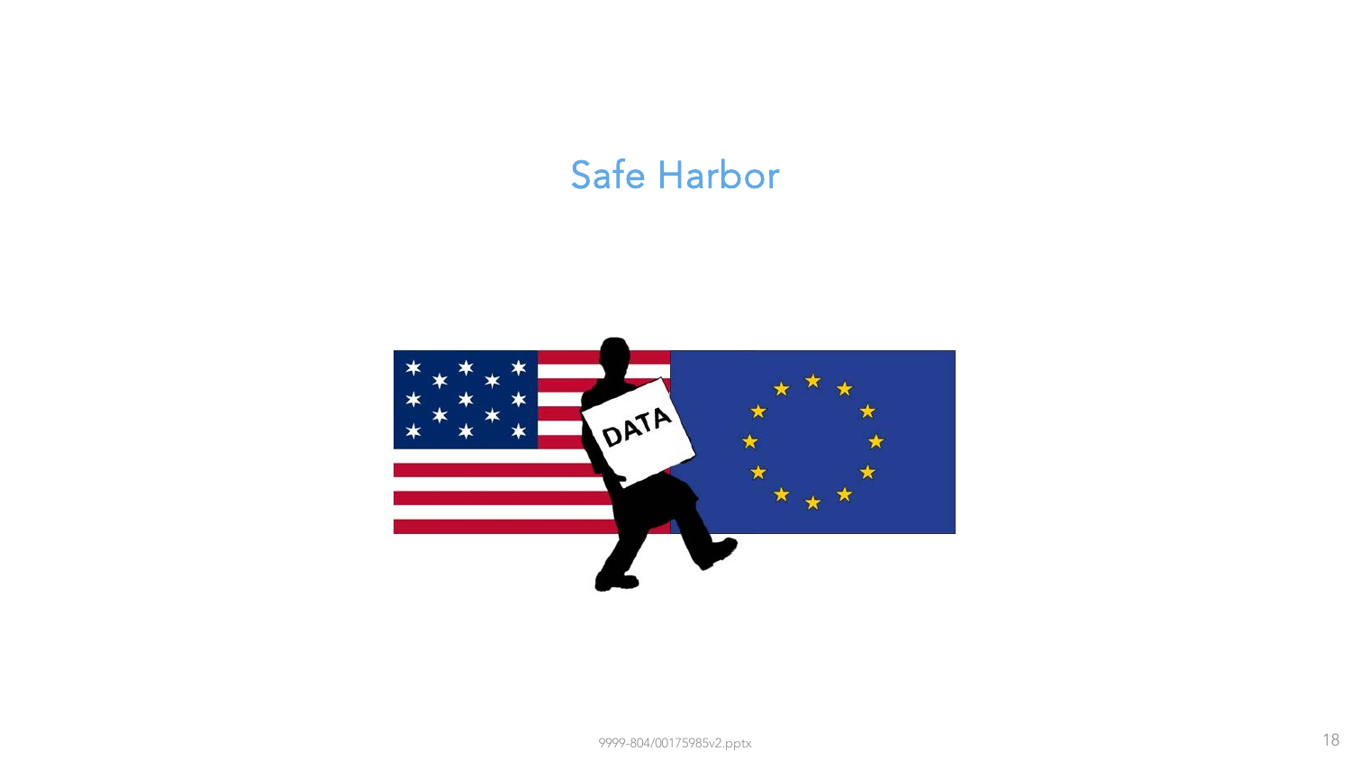# Safe Harbor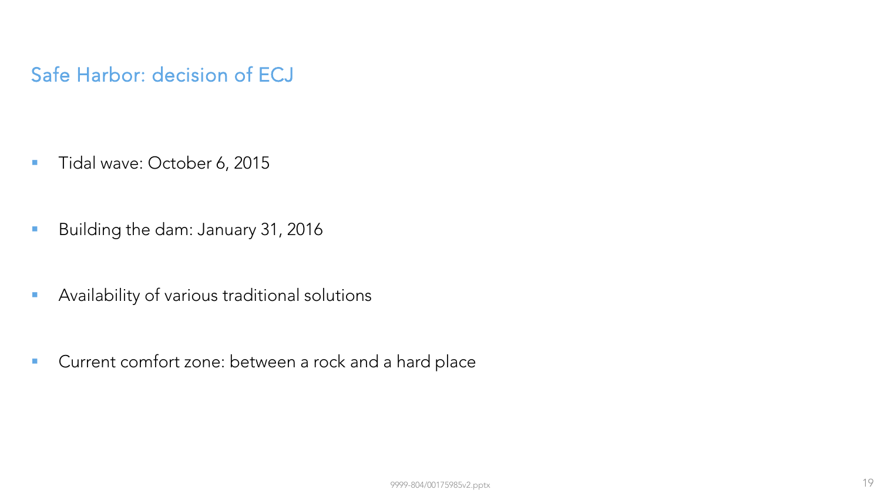## Safe Harbor: decision of ECJ

- Tidal wave: October 6, 2015
- Building the dam: January 31, 2016
- Availability of various traditional solutions
- Current comfort zone: between a rock and a hard place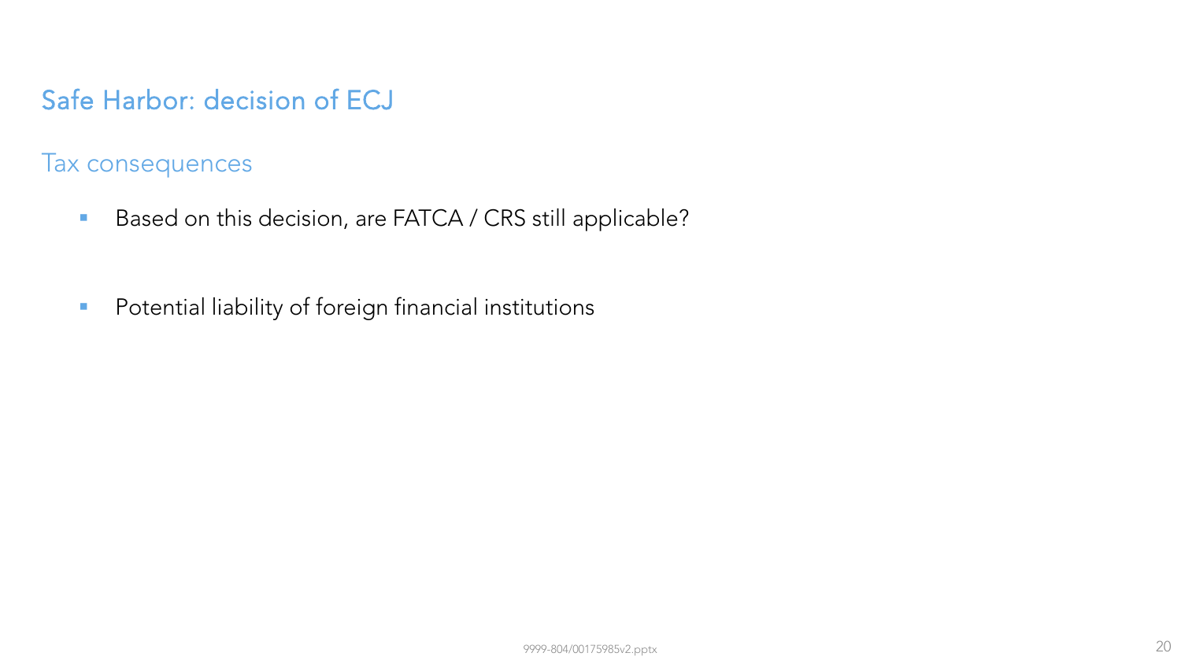# Safe Harbor: decision of ECJ

## Tax consequences

- Based on this decision, are FATCA / CRS still applicable?
- Potential liability of foreign financial institutions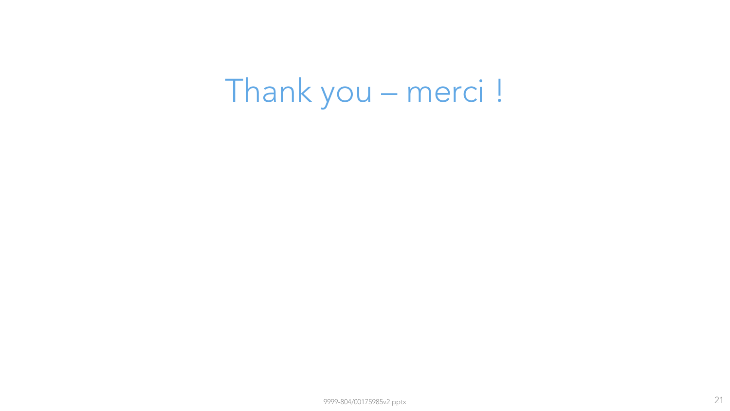# Thank you – merci !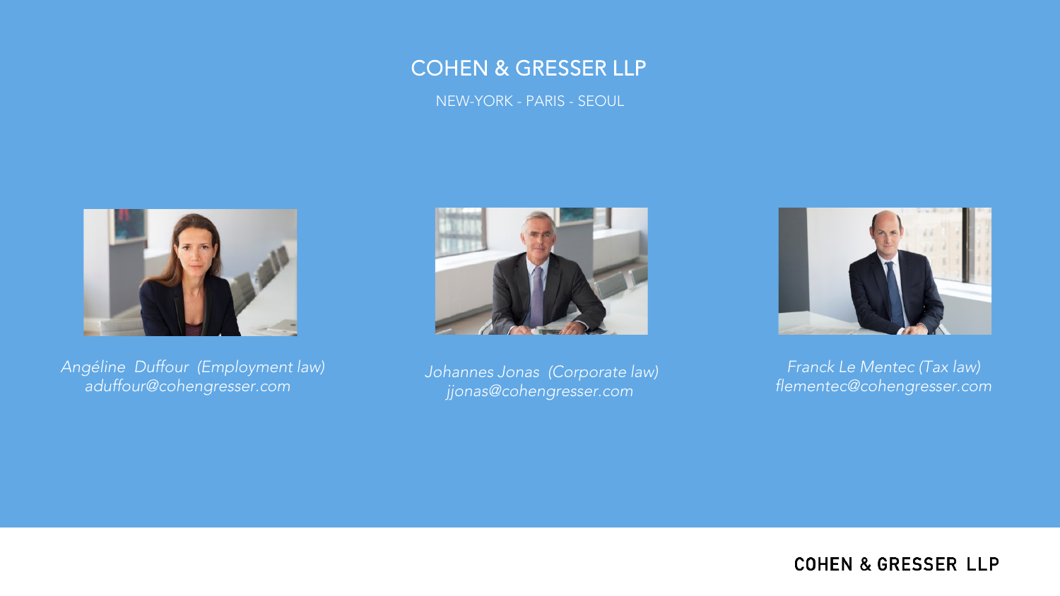# COHEN & GRESSER LLP

NEW-YORK - PARIS - SEOUL

*Angéline Duffour (Employment law)*
*aduffour@cohengresser.com*

*Johannes Jonas (Corporate law)*
*jjonas@cohengresser.com*

*Franck Le Mentec (Tax law)*
*flementec@cohengresser.com*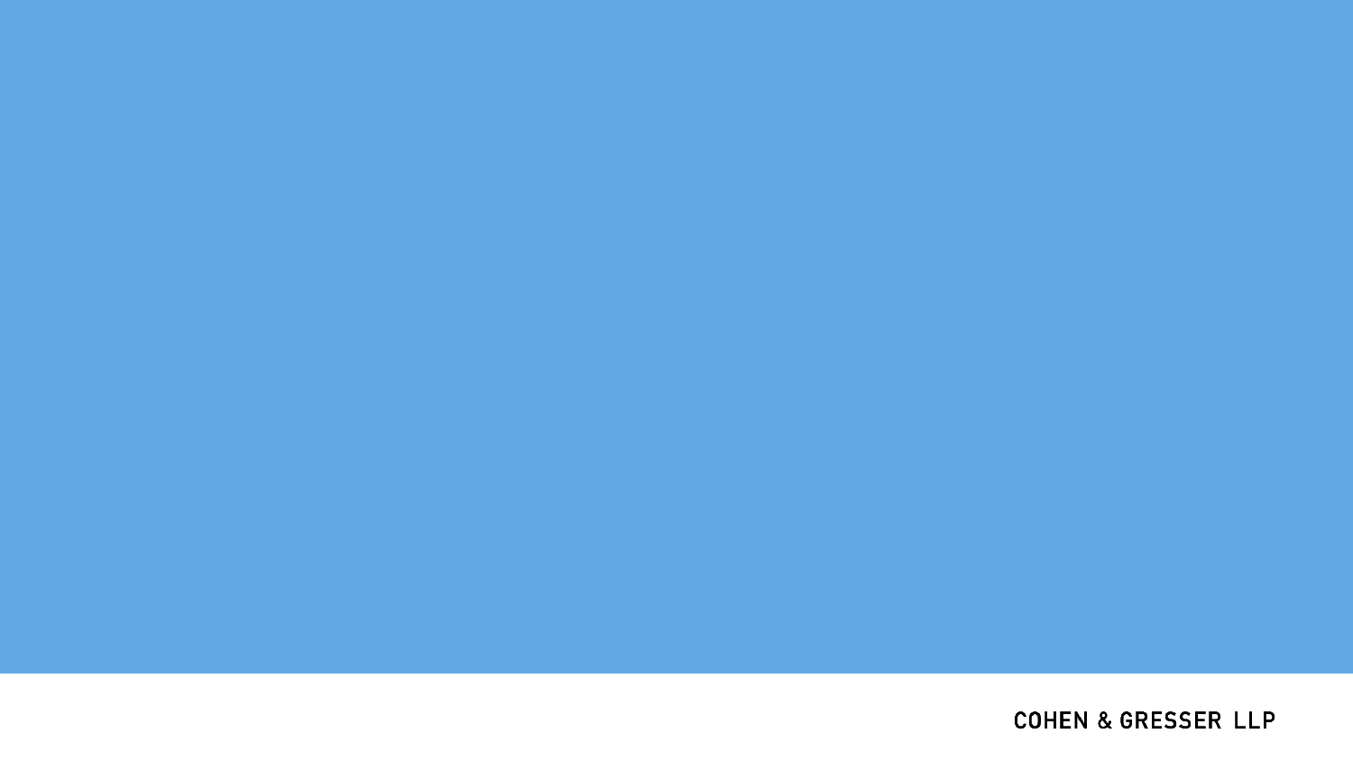COHEN & GRESSER LLP